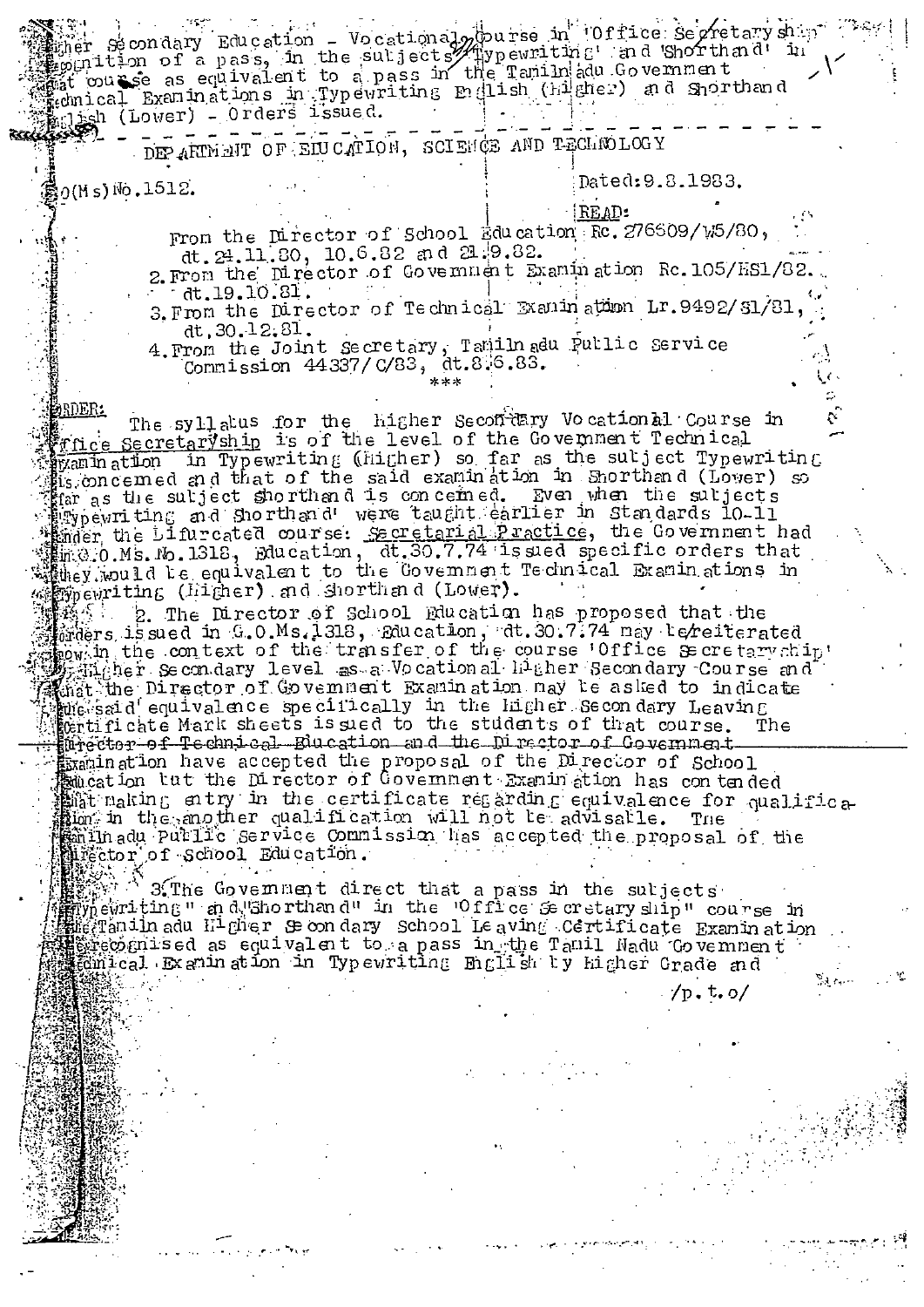Higher Secondary Education - Vocational Course in 'Office Secretaryship' - Recognition of a pass, in the subjects 'Typewriting' and 'Shorthand' in that course as equivalent to a pass in the Tamilnadu Government Technical Examinations in Typewriting English (Higher) and Shorthand English (Lower) - Orders issued.

---

DEPARTMENT OF EDUCATION, SCIENCE AND TECHNOLOGY

G.O.(Ms) No.1512. Dated: 9.8.1983.

READ:

1. From the Director of School Education Rc. 276609/W5/80, dt. 24.11.80, 10.6.82 and 21.9.82.
2. From the Director of Government Examination Rc.105/HS1/82. dt.19.10.81.
3. From the Director of Technical Examination Lr.9492/S1/81, dt.30.12.81.
4. From the Joint Secretary, Tamilnadu Public Service Commission 44337/C/83, dt.8.6.83.

\*\*\*

ORDER:

The syllabus for the Higher Secondary Vocational Course in Office Secretaryship is of the level of the Government Technical Examination in Typewriting (Higher) so far as the subject Typewriting is concerned and that of the said examination in Shorthand (Lower) so far as the subject Shorthand is concerned. Even when the subjects Typewriting and Shorthand were taught earlier in Standards 10-11 under the bifurcated course: Secretarial Practice, the Government had in G.O.Ms. No. 1318, Education, dt.30.7.74 issued specific orders that they would be equivalent to the Government Technical Examinations in Typewriting (Higher) and Shorthand (Lower).

2. The Director of School Education has proposed that the orders issued in G.O.Ms.1318, Education, dt.30.7.74 may be reiterated now in the context of the transfer of the course 'Office Secretaryship' to Higher Secondary level as a Vocational Higher Secondary Course and that the Director of Government Examination may be asked to indicate the said equivalence specifically in the Higher Secondary Leaving Certificate Mark sheets issued to the students of that course. The Director of Technical Education and the Director of Government Examination have accepted the proposal of the Director of School Education but the Director of Government Examination has contended that making entry in the certificate regarding equivalence for qualification in the another qualification will not be advisable. The Tamilnadu Public Service Commission has accepted the proposal of the Director of School Education.

3. The Government direct that a pass in the subjects "Typewriting" and "Shorthand" in the "Office Secretaryship" course in the Tamilnadu Higher Secondary School Leaving Certificate Examination be recognised as equivalent to a pass in the Tamil Nadu Government Technical Examination in Typewriting English by Higher Grade and

/p.t.o/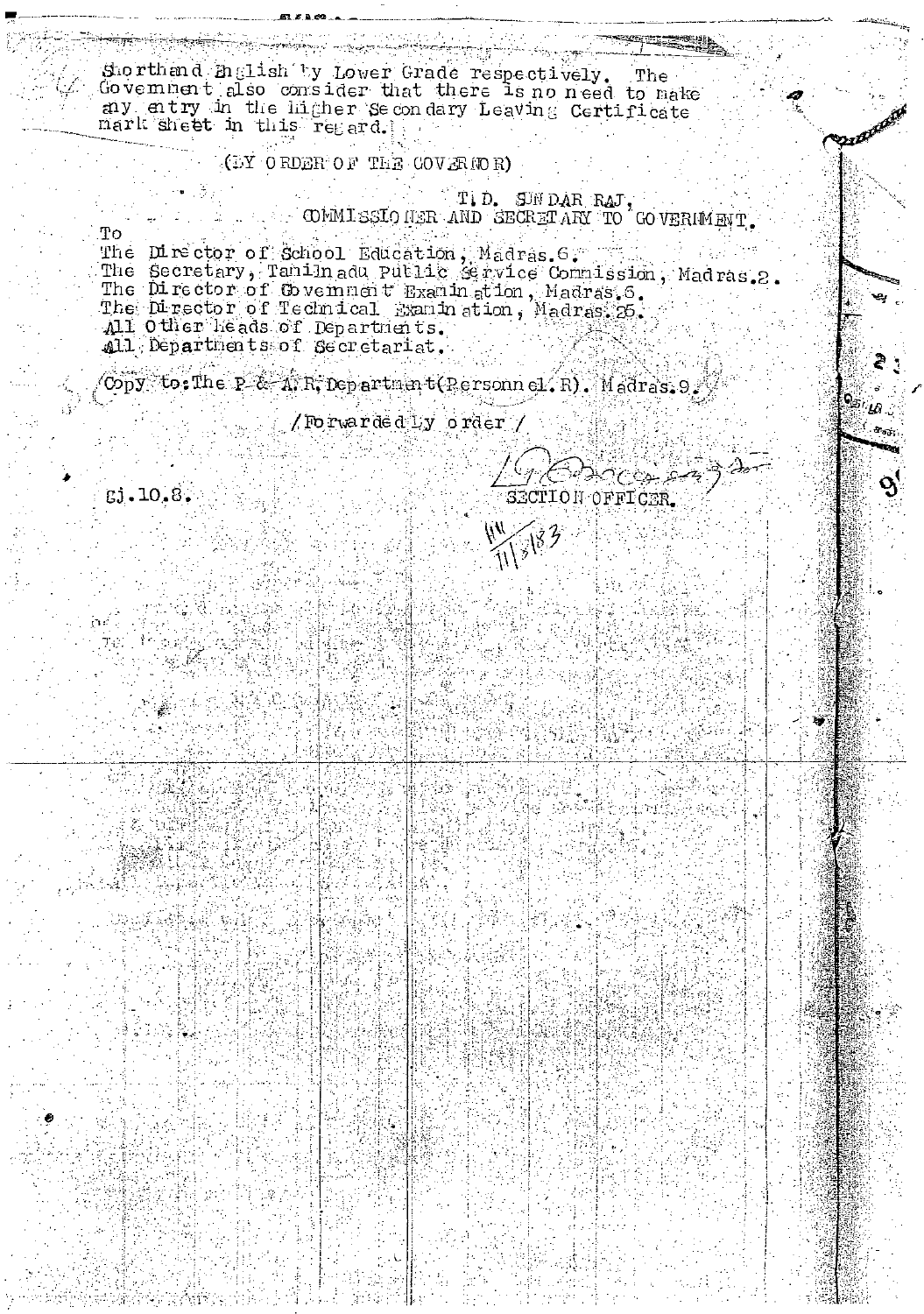Shorthand English by Lower Grade respectively. The Government also consider that there is no need to make any entry in the Higher Secondary Leaving Certificate mark sheet in this regard.

(BY ORDER OF THE GOVERNOR)

T.D. SUNDAR RAJ,
COMMISSIONER AND SECRETARY TO GOVERNMENT.

To
The Director of School Education, Madras.6.
The Secretary, Tamilnadu Public Service Commission, Madras.2.
The Director of Government Examination, Madras.6.
The Director of Technical Examination, Madras.25.
All Other Heads of Departments.
All Departments of Secretariat.

Copy to: The P & A.R. Department (Personnel. R). Madras.9.

/Forwarded by order/

SECTION OFFICER.

Sj.10.8.

11/8/83